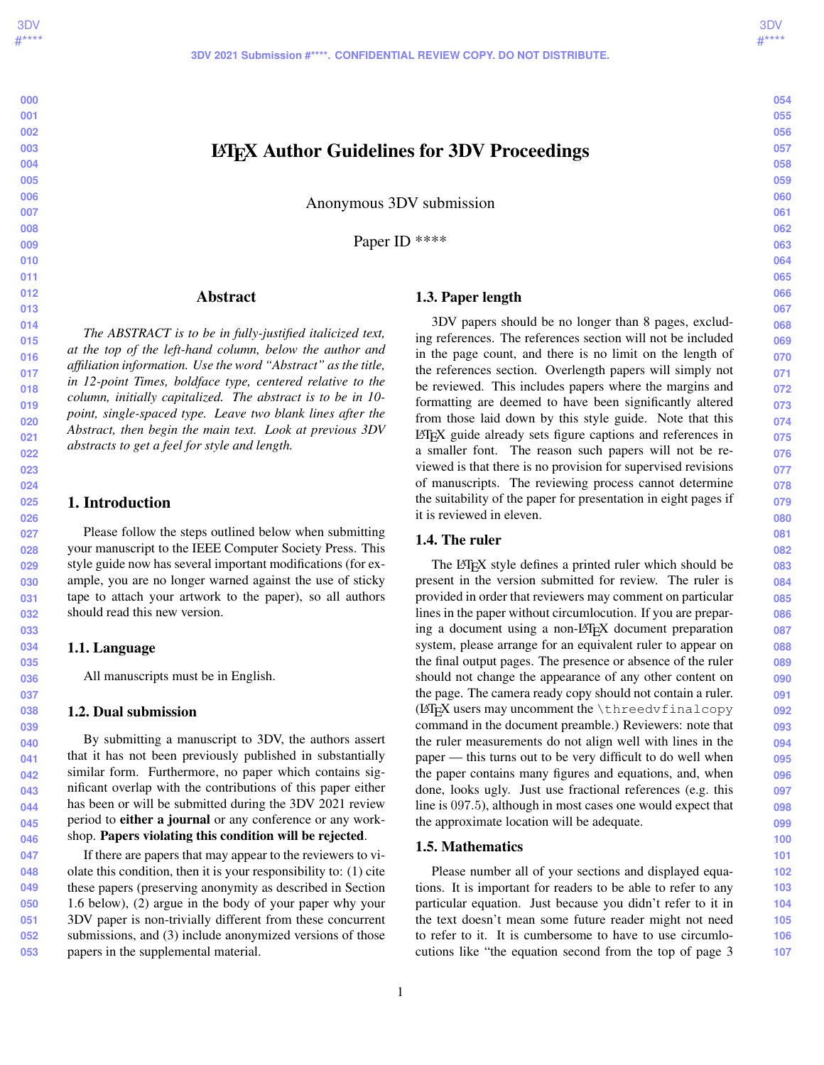# LaTeX Author Guidelines for 3DV Proceedings

Anonymous 3DV submission

Paper ID ****

## Abstract

*The ABSTRACT is to be in fully-justified italicized text, at the top of the left-hand column, below the author and affiliation information. Use the word "Abstract" as the title, in 12-point Times, boldface type, centered relative to the column, initially capitalized. The abstract is to be in 10-point, single-spaced type. Leave two blank lines after the Abstract, then begin the main text. Look at previous 3DV abstracts to get a feel for style and length.*

## 1. Introduction

Please follow the steps outlined below when submitting your manuscript to the IEEE Computer Society Press. This style guide now has several important modifications (for example, you are no longer warned against the use of sticky tape to attach your artwork to the paper), so all authors should read this new version.

### 1.1. Language

All manuscripts must be in English.

### 1.2. Dual submission

By submitting a manuscript to 3DV, the authors assert that it has not been previously published in substantially similar form. Furthermore, no paper which contains significant overlap with the contributions of this paper either has been or will be submitted during the 3DV 2021 review period to **either a journal** or any conference or any workshop. **Papers violating this condition will be rejected**.

If there are papers that may appear to the reviewers to violate this condition, then it is your responsibility to: (1) cite these papers (preserving anonymity as described in Section 1.6 below), (2) argue in the body of your paper why your 3DV paper is non-trivially different from these concurrent submissions, and (3) include anonymized versions of those papers in the supplemental material.

### 1.3. Paper length

3DV papers should be no longer than 8 pages, excluding references. The references section will not be included in the page count, and there is no limit on the length of the references section. Overlength papers will simply not be reviewed. This includes papers where the margins and formatting are deemed to have been significantly altered from those laid down by this style guide. Note that this LaTeX guide already sets figure captions and references in a smaller font. The reason such papers will not be reviewed is that there is no provision for supervised revisions of manuscripts. The reviewing process cannot determine the suitability of the paper for presentation in eight pages if it is reviewed in eleven.

### 1.4. The ruler

The LaTeX style defines a printed ruler which should be present in the version submitted for review. The ruler is provided in order that reviewers may comment on particular lines in the paper without circumlocution. If you are preparing a document using a non-LaTeX document preparation system, please arrange for an equivalent ruler to appear on the final output pages. The presence or absence of the ruler should not change the appearance of any other content on the page. The camera ready copy should not contain a ruler. (LaTeX users may uncomment the `\threedvfinalcopy` command in the document preamble.) Reviewers: note that the ruler measurements do not align well with lines in the paper — this turns out to be very difficult to do well when the paper contains many figures and equations, and, when done, looks ugly. Just use fractional references (e.g. this line is $097.5$), although in most cases one would expect that the approximate location will be adequate.

### 1.5. Mathematics

Please number all of your sections and displayed equations. It is important for readers to be able to refer to any particular equation. Just because you didn't refer to it in the text doesn't mean some future reader might not need to refer to it. It is cumbersome to have to use circumlocutions like "the equation second from the top of page 3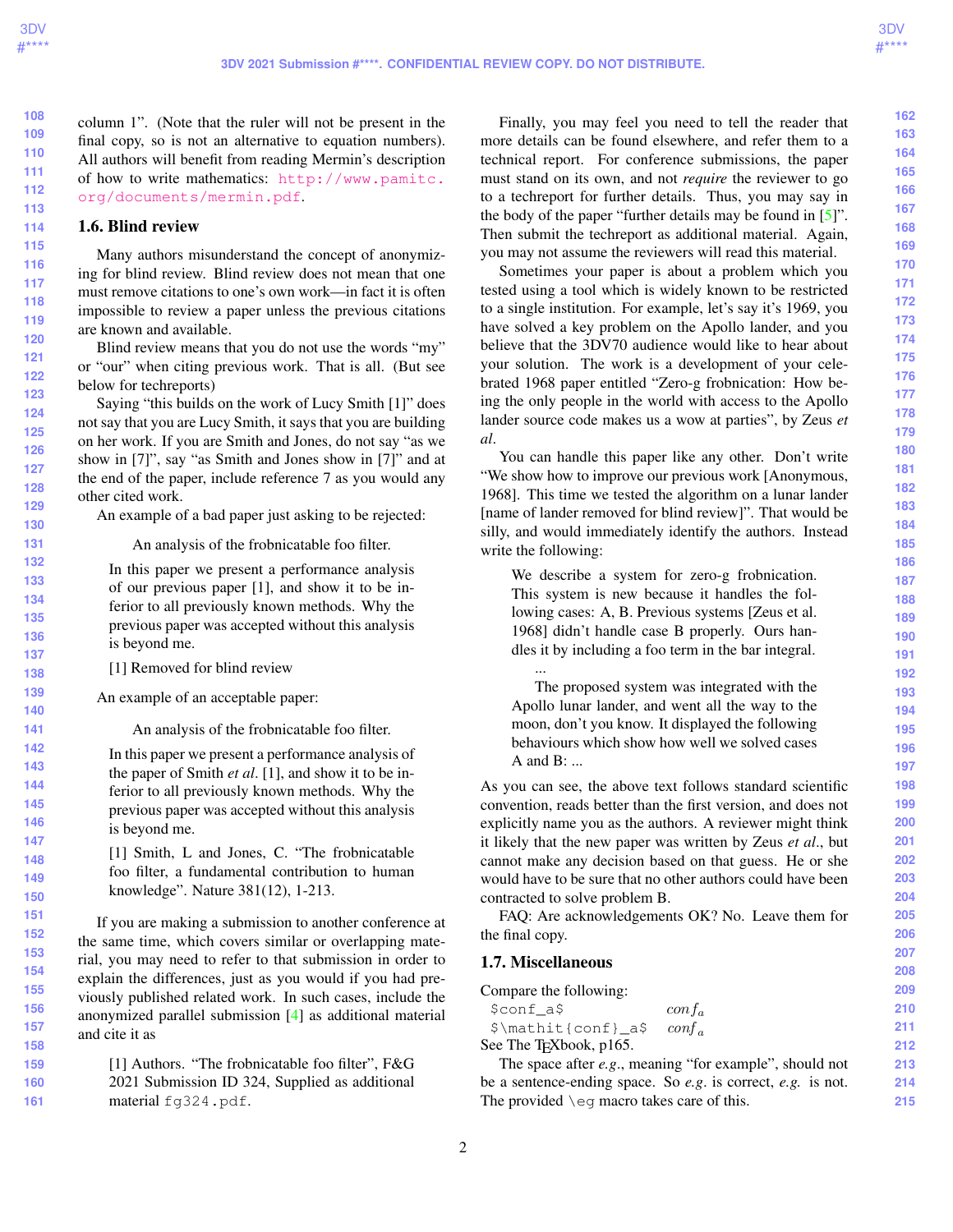column 1". (Note that the ruler will not be present in the final copy, so is not an alternative to equation numbers). All authors will benefit from reading Mermin's description of how to write mathematics: http://www.pamitc.org/documents/mermin.pdf.

## 1.6. Blind review

Many authors misunderstand the concept of anonymizing for blind review. Blind review does not mean that one must remove citations to one's own work—in fact it is often impossible to review a paper unless the previous citations are known and available.

Blind review means that you do not use the words "my" or "our" when citing previous work. That is all. (But see below for techreports)

Saying "this builds on the work of Lucy Smith [1]" does not say that you are Lucy Smith, it says that you are building on her work. If you are Smith and Jones, do not say "as we show in [7]", say "as Smith and Jones show in [7]" and at the end of the paper, include reference 7 as you would any other cited work.

An example of a bad paper just asking to be rejected:

> An analysis of the frobnicatable foo filter.
>
> In this paper we present a performance analysis of our previous paper [1], and show it to be inferior to all previously known methods. Why the previous paper was accepted without this analysis is beyond me.
>
> [1] Removed for blind review

An example of an acceptable paper:

> An analysis of the frobnicatable foo filter.
>
> In this paper we present a performance analysis of the paper of Smith *et al*. [1], and show it to be inferior to all previously known methods. Why the previous paper was accepted without this analysis is beyond me.
>
> [1] Smith, L and Jones, C. "The frobnicatable foo filter, a fundamental contribution to human knowledge". Nature 381(12), 1-213.

If you are making a submission to another conference at the same time, which covers similar or overlapping material, you may need to refer to that submission in order to explain the differences, just as you would if you had previously published related work. In such cases, include the anonymized parallel submission [4] as additional material and cite it as

> [1] Authors. "The frobnicatable foo filter", F&G 2021 Submission ID 324, Supplied as additional material `fg324.pdf`.

Finally, you may feel you need to tell the reader that more details can be found elsewhere, and refer them to a technical report. For conference submissions, the paper must stand on its own, and not *require* the reviewer to go to a techreport for further details. Thus, you may say in the body of the paper "further details may be found in [5]". Then submit the techreport as additional material. Again, you may not assume the reviewers will read this material.

Sometimes your paper is about a problem which you tested using a tool which is widely known to be restricted to a single institution. For example, let's say it's 1969, you have solved a key problem on the Apollo lander, and you believe that the 3DV70 audience would like to hear about your solution. The work is a development of your celebrated 1968 paper entitled "Zero-g frobnication: How being the only people in the world with access to the Apollo lander source code makes us a wow at parties", by Zeus *et al*.

You can handle this paper like any other. Don't write "We show how to improve our previous work [Anonymous, 1968]. This time we tested the algorithm on a lunar lander [name of lander removed for blind review]". That would be silly, and would immediately identify the authors. Instead write the following:

> We describe a system for zero-g frobnication. This system is new because it handles the following cases: A, B. Previous systems [Zeus et al. 1968] didn't handle case B properly. Ours handles it by including a foo term in the bar integral.
>
> ...
>
> The proposed system was integrated with the Apollo lunar lander, and went all the way to the moon, don't you know. It displayed the following behaviours which show how well we solved cases A and B: ...

As you can see, the above text follows standard scientific convention, reads better than the first version, and does not explicitly name you as the authors. A reviewer might think it likely that the new paper was written by Zeus *et al*., but cannot make any decision based on that guess. He or she would have to be sure that no other authors could have been contracted to solve problem B.

FAQ: Are acknowledgements OK? No. Leave them for the final copy.

## 1.7. Miscellaneous

Compare the following:

| | |
|---|---|
| `$conf_a$` | $conf_a$ |
| `$\mathit{conf}_a$` | $\mathit{conf}_a$ |

See The TEXbook, p165.

The space after *e.g*., meaning "for example", should not be a sentence-ending space. So *e.g*. is correct, *e.g.* is not. The provided `\eg` macro takes care of this.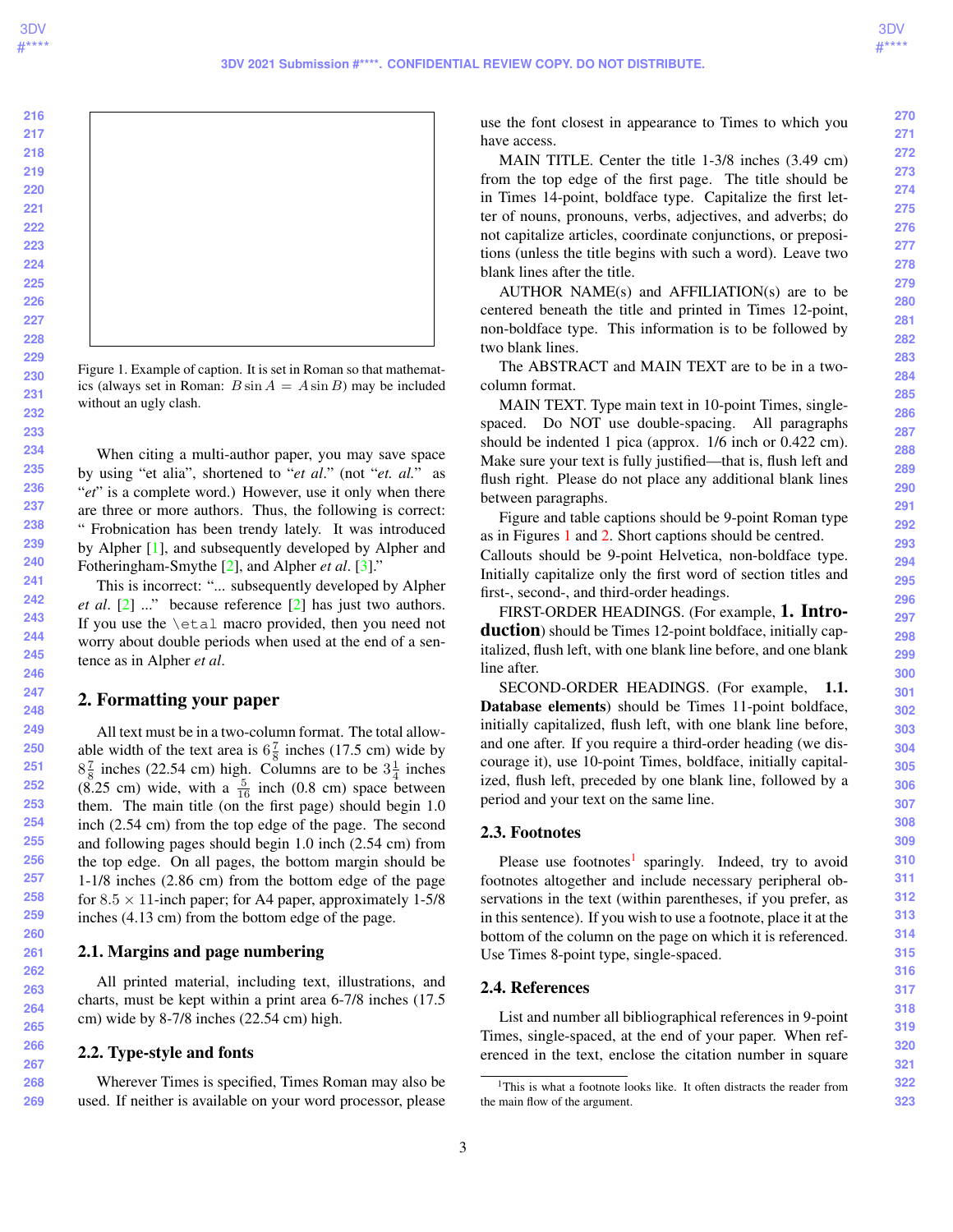Figure 1. Example of caption. It is set in Roman so that mathematics (always set in Roman: $B \sin A = A \sin B$) may be included without an ugly clash.

When citing a multi-author paper, you may save space by using "et alia", shortened to "*et al*." (not "*et. al.*" as "*et*" is a complete word.) However, use it only when there are three or more authors. Thus, the following is correct: " Frobnication has been trendy lately. It was introduced by Alpher [1], and subsequently developed by Alpher and Fotheringham-Smythe [2], and Alpher *et al*. [3]."

This is incorrect: "... subsequently developed by Alpher *et al*. [2] ..." because reference [2] has just two authors. If you use the `\etal` macro provided, then you need not worry about double periods when used at the end of a sentence as in Alpher *et al*.

## 2. Formatting your paper

All text must be in a two-column format. The total allowable width of the text area is $6\frac{7}{8}$ inches (17.5 cm) wide by $8\frac{7}{8}$ inches (22.54 cm) high. Columns are to be $3\frac{1}{4}$ inches (8.25 cm) wide, with a $\frac{5}{16}$ inch (0.8 cm) space between them. The main title (on the first page) should begin 1.0 inch (2.54 cm) from the top edge of the page. The second and following pages should begin 1.0 inch (2.54 cm) from the top edge. On all pages, the bottom margin should be 1-1/8 inches (2.86 cm) from the bottom edge of the page for $8.5 \times 11$-inch paper; for A4 paper, approximately 1-5/8 inches (4.13 cm) from the bottom edge of the page.

### 2.1. Margins and page numbering

All printed material, including text, illustrations, and charts, must be kept within a print area 6-7/8 inches (17.5 cm) wide by 8-7/8 inches (22.54 cm) high.

### 2.2. Type-style and fonts

Wherever Times is specified, Times Roman may also be used. If neither is available on your word processor, please use the font closest in appearance to Times to which you have access.

MAIN TITLE. Center the title 1-3/8 inches (3.49 cm) from the top edge of the first page. The title should be in Times 14-point, boldface type. Capitalize the first letter of nouns, pronouns, verbs, adjectives, and adverbs; do not capitalize articles, coordinate conjunctions, or prepositions (unless the title begins with such a word). Leave two blank lines after the title.

AUTHOR NAME(s) and AFFILIATION(s) are to be centered beneath the title and printed in Times 12-point, non-boldface type. This information is to be followed by two blank lines.

The ABSTRACT and MAIN TEXT are to be in a two-column format.

MAIN TEXT. Type main text in 10-point Times, single-spaced. Do NOT use double-spacing. All paragraphs should be indented 1 pica (approx. 1/6 inch or 0.422 cm). Make sure your text is fully justified—that is, flush left and flush right. Please do not place any additional blank lines between paragraphs.

Figure and table captions should be 9-point Roman type as in Figures 1 and 2. Short captions should be centred.

Callouts should be 9-point Helvetica, non-boldface type. Initially capitalize only the first word of section titles and first-, second-, and third-order headings.

FIRST-ORDER HEADINGS. (For example, **1. Introduction**) should be Times 12-point boldface, initially capitalized, flush left, with one blank line before, and one blank line after.

SECOND-ORDER HEADINGS. (For example, **1.1. Database elements**) should be Times 11-point boldface, initially capitalized, flush left, with one blank line before, and one after. If you require a third-order heading (we discourage it), use 10-point Times, boldface, initially capitalized, flush left, preceded by one blank line, followed by a period and your text on the same line.

### 2.3. Footnotes

Please use footnotes[1] sparingly. Indeed, try to avoid footnotes altogether and include necessary peripheral observations in the text (within parentheses, if you prefer, as in this sentence). If you wish to use a footnote, place it at the bottom of the column on the page on which it is referenced. Use Times 8-point type, single-spaced.

### 2.4. References

List and number all bibliographical references in 9-point Times, single-spaced, at the end of your paper. When referenced in the text, enclose the citation number in square

[1] This is what a footnote looks like. It often distracts the reader from the main flow of the argument.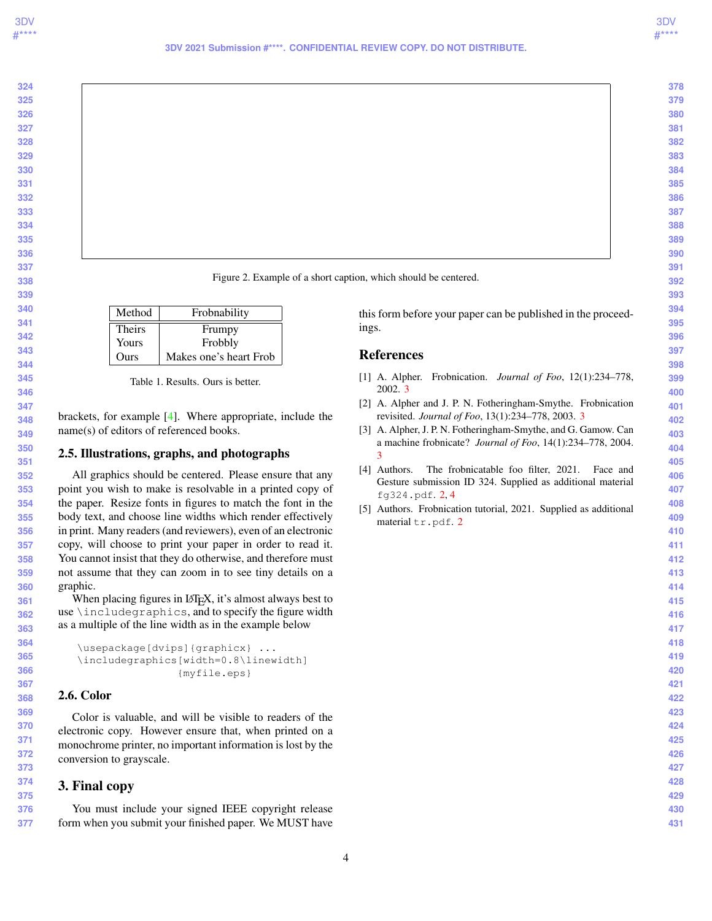Figure 2. Example of a short caption, which should be centered.

| Method | Frobnability |
| --- | --- |
| Theirs | Frumpy |
| Yours | Frobbly |
| Ours | Makes one's heart Frob |

Table 1. Results. Ours is better.

brackets, for example [4]. Where appropriate, include the name(s) of editors of referenced books.

### 2.5. Illustrations, graphs, and photographs

All graphics should be centered. Please ensure that any point you wish to make is resolvable in a printed copy of the paper. Resize fonts in figures to match the font in the body text, and choose line widths which render effectively in print. Many readers (and reviewers), even of an electronic copy, will choose to print your paper in order to read it. You cannot insist that they do otherwise, and therefore must not assume that they can zoom in to see tiny details on a graphic.

When placing figures in LaTeX, it's almost always best to use `\includegraphics`, and to specify the figure width as a multiple of the line width as in the example below

```
\usepackage[dvips]{graphicx} ...
\includegraphics[width=0.8\linewidth]
                {myfile.eps}
```

### 2.6. Color

Color is valuable, and will be visible to readers of the electronic copy. However ensure that, when printed on a monochrome printer, no important information is lost by the conversion to grayscale.

## 3. Final copy

You must include your signed IEEE copyright release form when you submit your finished paper. We MUST have this form before your paper can be published in the proceedings.

## References

[1] A. Alpher. Frobnication. *Journal of Foo*, 12(1):234–778, 2002. 3

[2] A. Alpher and J. P. N. Fotheringham-Smythe. Frobnication revisited. *Journal of Foo*, 13(1):234–778, 2003. 3

[3] A. Alpher, J. P. N. Fotheringham-Smythe, and G. Gamow. Can a machine frobnicate? *Journal of Foo*, 14(1):234–778, 2004. 3

[4] Authors. The frobnicatable foo filter, 2021. Face and Gesture submission ID 324. Supplied as additional material `fg324.pdf`. 2, 4

[5] Authors. Frobnication tutorial, 2021. Supplied as additional material `tr.pdf`. 2